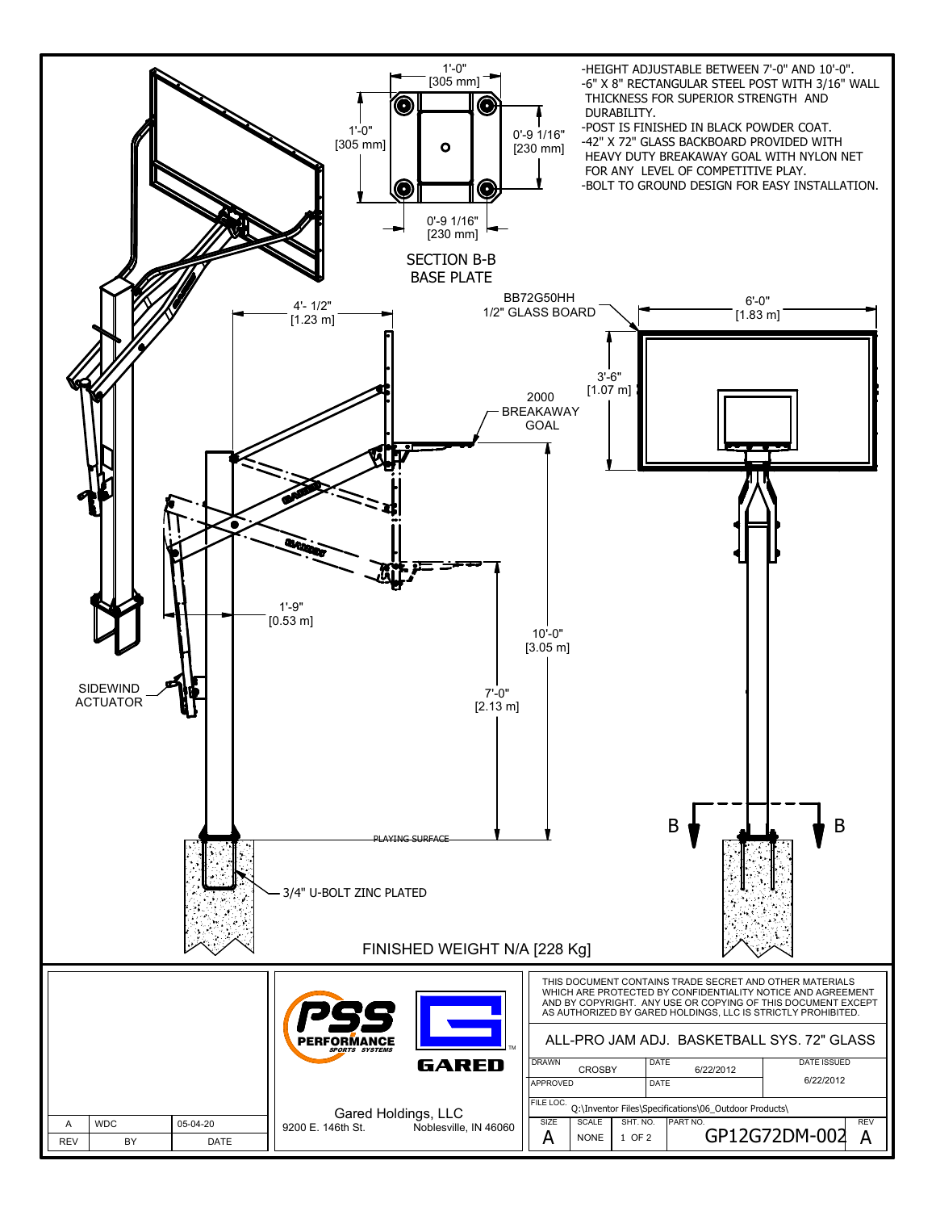- HEIGHT ADJUSTABLE BETWEEN 7'-0" AND 10'-0".
- 6" X 8" RECTANGULAR STEEL POST WITH 3/16" WALL THICKNESS FOR SUPERIOR STRENGTH AND DURABILITY.
- POST IS FINISHED IN BLACK POWDER COAT.
- 42" X 72" GLASS BACKBOARD PROVIDED WITH HEAVY DUTY BREAKAWAY GOAL WITH NYLON NET FOR ANY LEVEL OF COMPETITIVE PLAY.
- BOLT TO GROUND DESIGN FOR EASY INSTALLATION.

SECTION B-B
BASE PLATE

1'-0" [305 mm]
1'-0" [305 mm]
0'-9 1/16" [230 mm]
0'-9 1/16" [230 mm]

BB72G50HH
1/2" GLASS BOARD

6'-0" [1.83 m]
3'-6" [1.07 m]

4'- 1/2" [1.23 m]

2000 BREAKAWAY GOAL

1'-9" [0.53 m]

10'-0" [3.05 m]
7'-0" [2.13 m]

SIDEWIND ACTUATOR

PLAYING SURFACE

3/4" U-BOLT ZINC PLATED

B B

FINISHED WEIGHT N/A [228 Kg]

| REV | BY | DATE |
| --- | --- | --- |
| A | WDC | 05-04-20 |

PSS PERFORMANCE SPORTS SYSTEMS
GARED

Gared Holdings, LLC
9200 E. 146th St. Noblesville, IN 46060

THIS DOCUMENT CONTAINS TRADE SECRET AND OTHER MATERIALS WHICH ARE PROTECTED BY CONFIDENTIALITY NOTICE AND AGREEMENT AND BY COPYRIGHT. ANY USE OR COPYING OF THIS DOCUMENT EXCEPT AS AUTHORIZED BY GARED HOLDINGS, LLC IS STRICTLY PROHIBITED.

ALL-PRO JAM ADJ. BASKETBALL SYS. 72" GLASS

| DRAWN | CROSBY | DATE | 6/22/2012 | DATE ISSUED |
| --- | --- | --- | --- | --- |
| APPROVED | | DATE | | 6/22/2012 |

FILE LOC. Q:\Inventor Files\Specifications\06_Outdoor Products\

| SIZE | SCALE | SHT. NO. | PART NO. | REV |
| --- | --- | --- | --- | --- |
| A | NONE | 1 OF 2 | GP12G72DM-002 | A |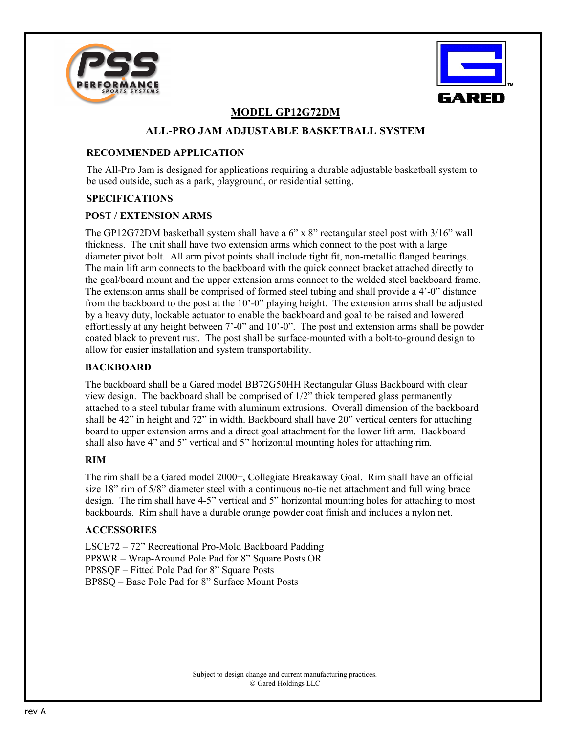## MODEL GP12G72DM

## ALL-PRO JAM ADJUSTABLE BASKETBALL SYSTEM

### RECOMMENDED APPLICATION

The All-Pro Jam is designed for applications requiring a durable adjustable basketball system to be used outside, such as a park, playground, or residential setting.

### SPECIFICATIONS

### POST / EXTENSION ARMS

The GP12G72DM basketball system shall have a 6" x 8" rectangular steel post with 3/16" wall thickness. The unit shall have two extension arms which connect to the post with a large diameter pivot bolt. All arm pivot points shall include tight fit, non-metallic flanged bearings. The main lift arm connects to the backboard with the quick connect bracket attached directly to the goal/board mount and the upper extension arms connect to the welded steel backboard frame. The extension arms shall be comprised of formed steel tubing and shall provide a 4'-0" distance from the backboard to the post at the 10'-0" playing height. The extension arms shall be adjusted by a heavy duty, lockable actuator to enable the backboard and goal to be raised and lowered effortlessly at any height between 7'-0" and 10'-0". The post and extension arms shall be powder coated black to prevent rust. The post shall be surface-mounted with a bolt-to-ground design to allow for easier installation and system transportability.

### BACKBOARD

The backboard shall be a Gared model BB72G50HH Rectangular Glass Backboard with clear view design. The backboard shall be comprised of 1/2" thick tempered glass permanently attached to a steel tubular frame with aluminum extrusions. Overall dimension of the backboard shall be 42" in height and 72" in width. Backboard shall have 20" vertical centers for attaching board to upper extension arms and a direct goal attachment for the lower lift arm. Backboard shall also have 4" and 5" vertical and 5" horizontal mounting holes for attaching rim.

### RIM

The rim shall be a Gared model 2000+, Collegiate Breakaway Goal. Rim shall have an official size 18" rim of 5/8" diameter steel with a continuous no-tie net attachment and full wing brace design. The rim shall have 4-5" vertical and 5" horizontal mounting holes for attaching to most backboards. Rim shall have a durable orange powder coat finish and includes a nylon net.

### ACCESSORIES

LSCE72 – 72" Recreational Pro-Mold Backboard Padding
PP8WR – Wrap-Around Pole Pad for 8" Square Posts <u>OR</u>
PP8SQF – Fitted Pole Pad for 8" Square Posts
BP8SQ – Base Pole Pad for 8" Surface Mount Posts

Subject to design change and current manufacturing practices.
© Gared Holdings LLC

rev A